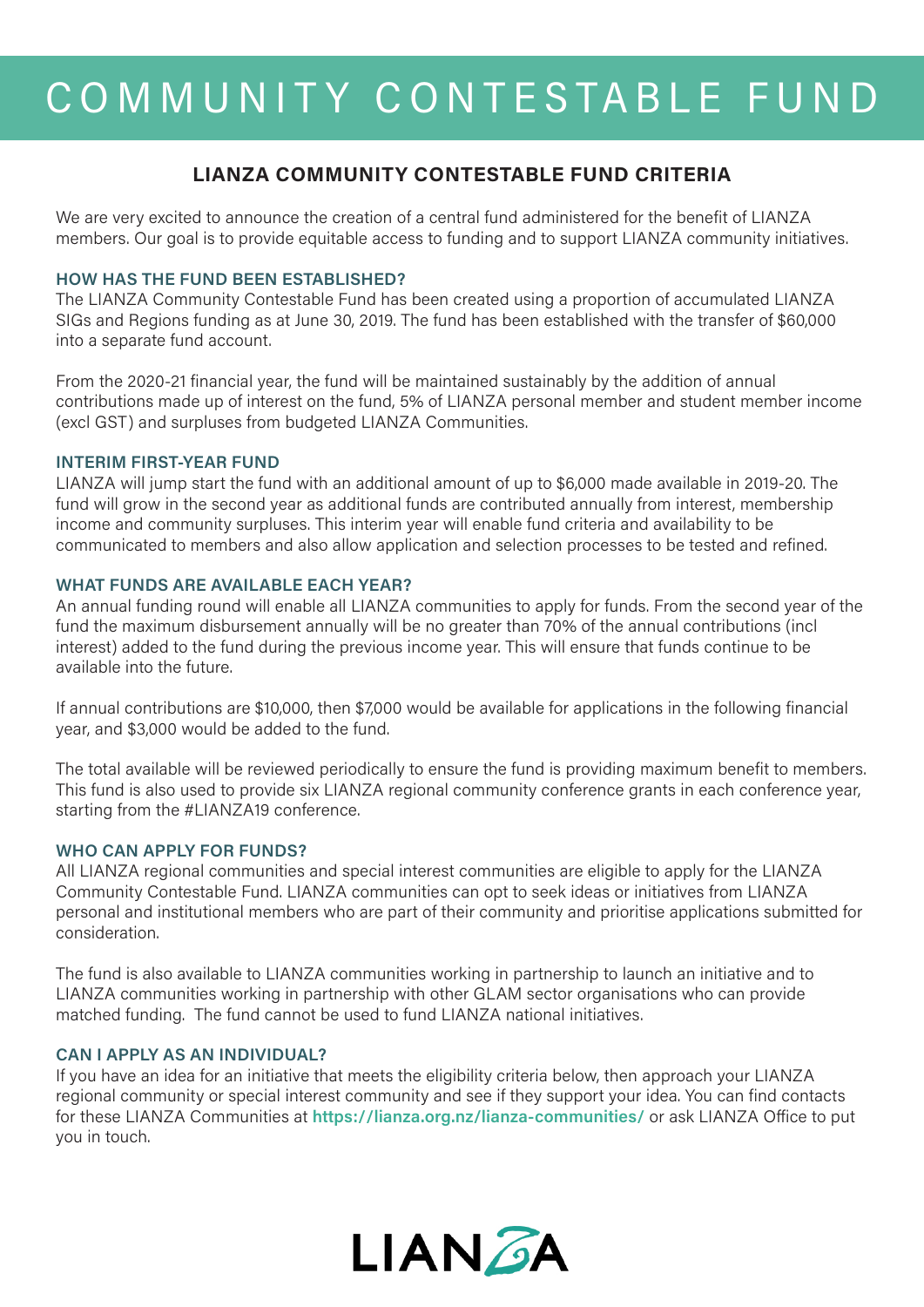# COMMUNITY CONTESTABLE FUND

## LIANZA COMMUNITY CONTESTABLE FUND CRITERIA

We are very excited to announce the creation of a central fund administered for the benefit of LIANZA members. Our goal is to provide equitable access to funding and to support LIANZA community initiatives.

### HOW HAS THE FUND BEEN ESTABLISHED?

The LIANZA Community Contestable Fund has been created using a proportion of accumulated LIANZA SIGs and Regions funding as at June 30, 2019. The fund has been established with the transfer of $60,000 into a separate fund account.

From the 2020-21 financial year, the fund will be maintained sustainably by the addition of annual contributions made up of interest on the fund, 5% of LIANZA personal member and student member income (excl GST) and surpluses from budgeted LIANZA Communities.

### INTERIM FIRST-YEAR FUND

LIANZA will jump start the fund with an additional amount of up to $6,000 made available in 2019-20. The fund will grow in the second year as additional funds are contributed annually from interest, membership income and community surpluses. This interim year will enable fund criteria and availability to be communicated to members and also allow application and selection processes to be tested and refined.

### WHAT FUNDS ARE AVAILABLE EACH YEAR?

An annual funding round will enable all LIANZA communities to apply for funds. From the second year of the fund the maximum disbursement annually will be no greater than 70% of the annual contributions (incl interest) added to the fund during the previous income year. This will ensure that funds continue to be available into the future.

If annual contributions are $10,000, then $7,000 would be available for applications in the following financial year, and $3,000 would be added to the fund.

The total available will be reviewed periodically to ensure the fund is providing maximum benefit to members. This fund is also used to provide six LIANZA regional community conference grants in each conference year, starting from the #LIANZA19 conference.

### WHO CAN APPLY FOR FUNDS?

All LIANZA regional communities and special interest communities are eligible to apply for the LIANZA Community Contestable Fund. LIANZA communities can opt to seek ideas or initiatives from LIANZA personal and institutional members who are part of their community and prioritise applications submitted for consideration.

The fund is also available to LIANZA communities working in partnership to launch an initiative and to LIANZA communities working in partnership with other GLAM sector organisations who can provide matched funding. The fund cannot be used to fund LIANZA national initiatives.

### CAN I APPLY AS AN INDIVIDUAL?

If you have an idea for an initiative that meets the eligibility criteria below, then approach your LIANZA regional community or special interest community and see if they support your idea. You can find contacts for these LIANZA Communities at **https://lianza.org.nz/lianza-communities/** or ask LIANZA Office to put you in touch.

LIANZA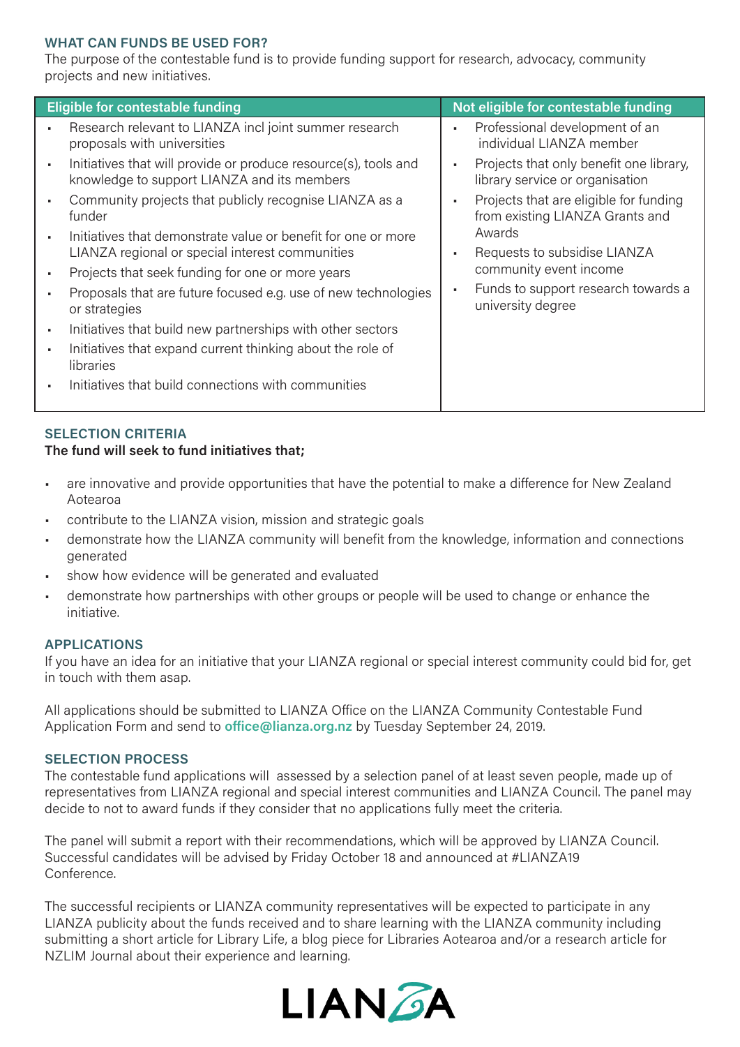## WHAT CAN FUNDS BE USED FOR?

The purpose of the contestable fund is to provide funding support for research, advocacy, community projects and new initiatives.

| Eligible for contestable funding | Not eligible for contestable funding |
|---|---|
| • Research relevant to LIANZA incl joint summer research proposals with universities<br>• Initiatives that will provide or produce resource(s), tools and knowledge to support LIANZA and its members<br>• Community projects that publicly recognise LIANZA as a funder<br>• Initiatives that demonstrate value or benefit for one or more LIANZA regional or special interest communities<br>• Projects that seek funding for one or more years<br>• Proposals that are future focused e.g. use of new technologies or strategies<br>• Initiatives that build new partnerships with other sectors<br>• Initiatives that expand current thinking about the role of libraries<br>• Initiatives that build connections with communities | • Professional development of an individual LIANZA member<br>• Projects that only benefit one library, library service or organisation<br>• Projects that are eligible for funding from existing LIANZA Grants and Awards<br>• Requests to subsidise LIANZA community event income<br>• Funds to support research towards a university degree |

## SELECTION CRITERIA

**The fund will seek to fund initiatives that;**

- are innovative and provide opportunities that have the potential to make a difference for New Zealand Aotearoa
- contribute to the LIANZA vision, mission and strategic goals
- demonstrate how the LIANZA community will benefit from the knowledge, information and connections generated
- show how evidence will be generated and evaluated
- demonstrate how partnerships with other groups or people will be used to change or enhance the initiative.

## APPLICATIONS

If you have an idea for an initiative that your LIANZA regional or special interest community could bid for, get in touch with them asap.

All applications should be submitted to LIANZA Office on the LIANZA Community Contestable Fund Application Form and send to office@lianza.org.nz by Tuesday September 24, 2019.

## SELECTION PROCESS

The contestable fund applications will  assessed by a selection panel of at least seven people, made up of representatives from LIANZA regional and special interest communities and LIANZA Council. The panel may decide to not to award funds if they consider that no applications fully meet the criteria.

The panel will submit a report with their recommendations, which will be approved by LIANZA Council. Successful candidates will be advised by Friday October 18 and announced at #LIANZA19 Conference.

The successful recipients or LIANZA community representatives will be expected to participate in any LIANZA publicity about the funds received and to share learning with the LIANZA community including submitting a short article for Library Life, a blog piece for Libraries Aotearoa and/or a research article for NZLIM Journal about their experience and learning.

LIANZA